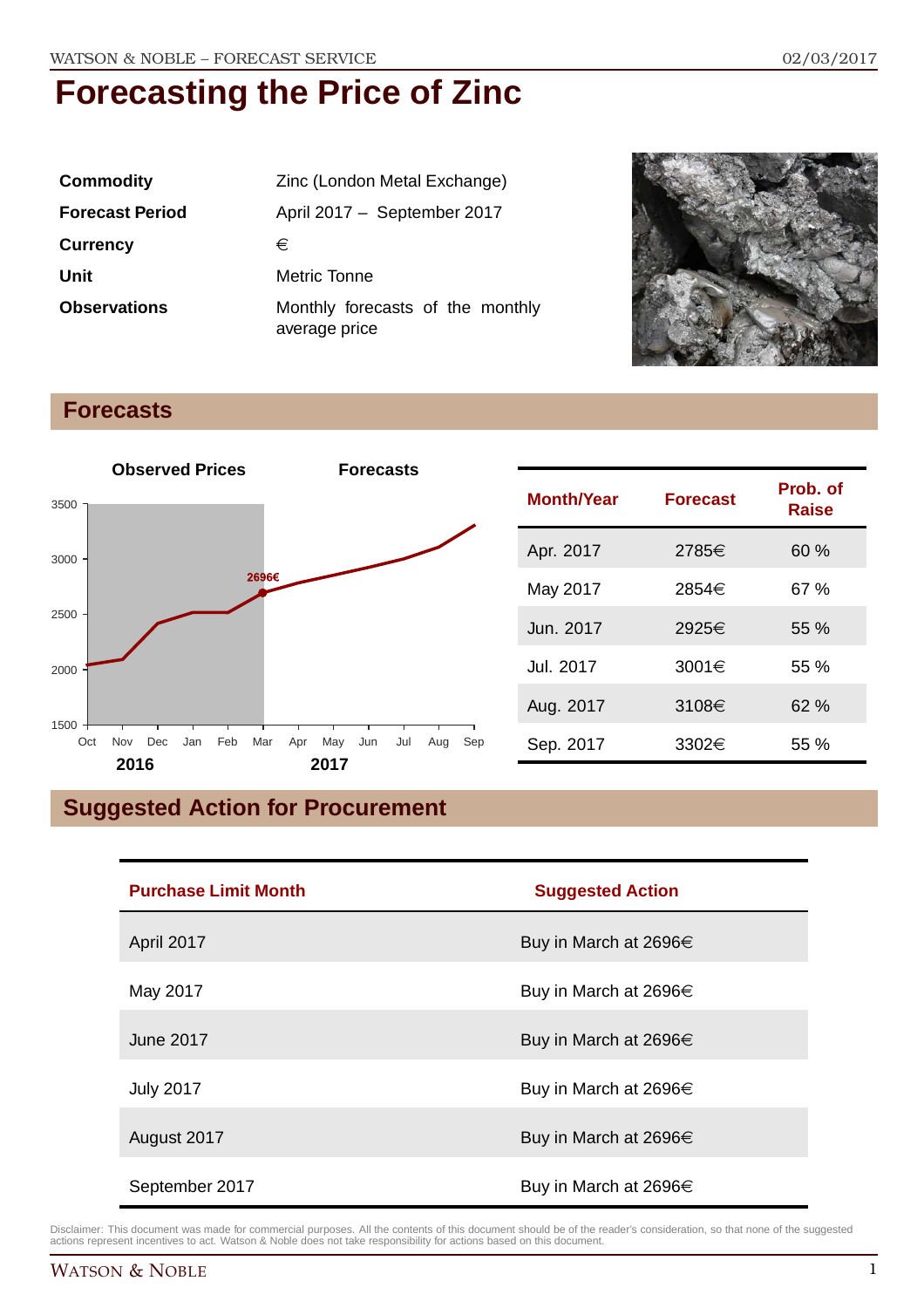# Forecasting the Price of Zinc

| | |
|---|---|
| **Commodity** | Zinc (London Metal Exchange) |
| **Forecast Period** | April 2017 – September 2017 |
| **Currency** | € |
| **Unit** | Metric Tonne |
| **Observations** | Monthly forecasts of the monthly average price |

## Forecasts

| Month/Year | Forecast | Prob. of Raise |
|---|---|---|
| Apr. 2017 | 2785€ | 60 % |
| May 2017 | 2854€ | 67 % |
| Jun. 2017 | 2925€ | 55 % |
| Jul. 2017 | 3001€ | 55 % |
| Aug. 2017 | 3108€ | 62 % |
| Sep. 2017 | 3302€ | 55 % |

## Suggested Action for Procurement

| Purchase Limit Month | Suggested Action |
|---|---|
| April 2017 | Buy in March at 2696€ |
| May 2017 | Buy in March at 2696€ |
| June 2017 | Buy in March at 2696€ |
| July 2017 | Buy in March at 2696€ |
| August 2017 | Buy in March at 2696€ |
| September 2017 | Buy in March at 2696€ |

Disclaimer: This document was made for commercial purposes. All the contents of this document should be of the reader's consideration, so that none of the suggested actions represent incentives to act. Watson & Noble does not take responsibility for actions based on this document.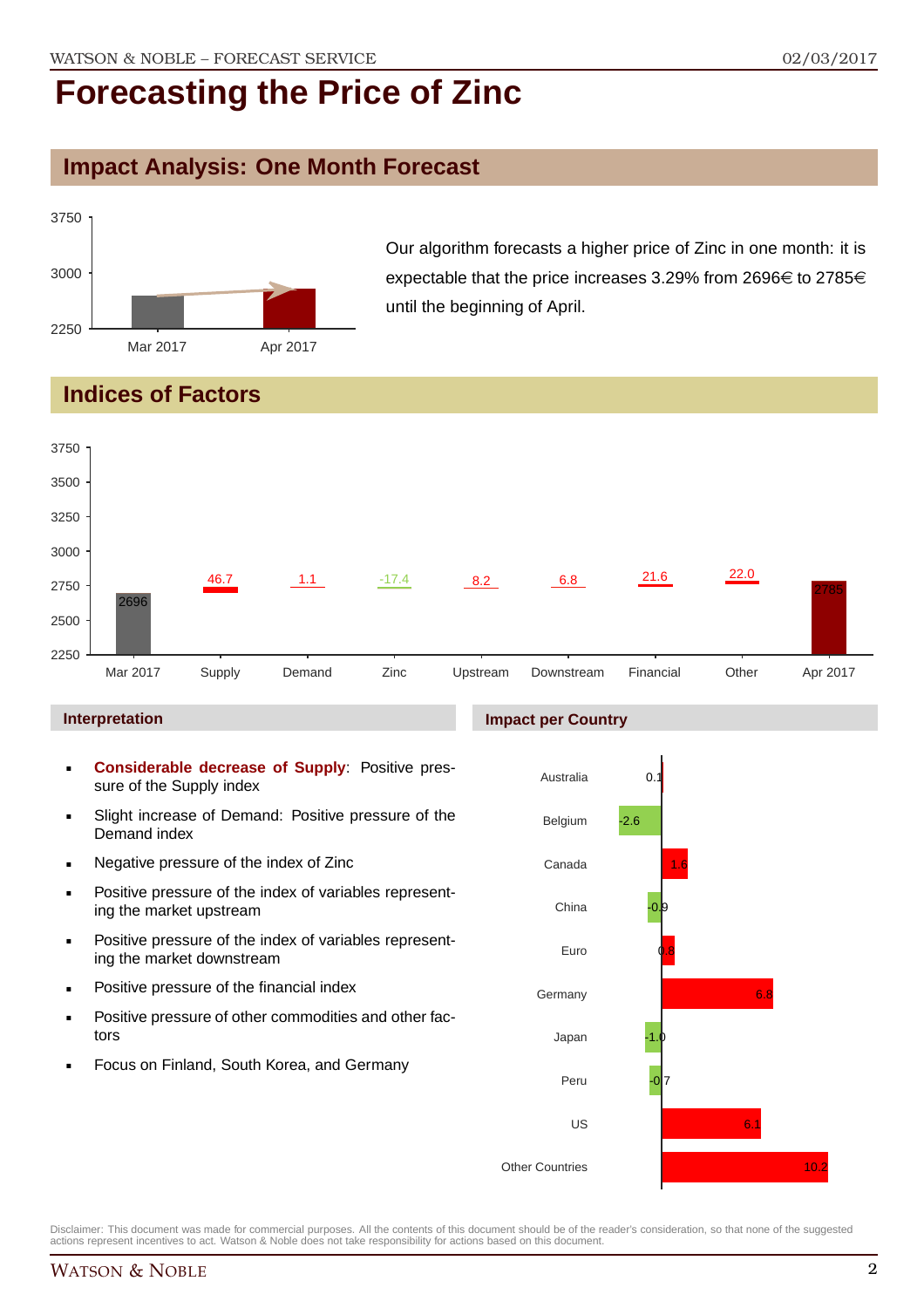# Forecasting the Price of Zinc

## Impact Analysis: One Month Forecast

Our algorithm forecasts a higher price of Zinc in one month: it is expectable that the price increases 3.29% from 2696€ to 2785€ until the beginning of April.

## Indices of Factors

| Factor | Value |
|---|---|
| Mar 2017 | 2696 |
| Supply | 46.7 |
| Demand | 1.1 |
| Zinc | -17.4 |
| Upstream | 8.2 |
| Downstream | 6.8 |
| Financial | 21.6 |
| Other | 22.0 |
| Apr 2017 | 2785 |

### Interpretation

- **Considerable decrease of Supply**: Positive pressure of the Supply index
- Slight increase of Demand: Positive pressure of the Demand index
- Negative pressure of the index of Zinc
- Positive pressure of the index of variables representing the market upstream
- Positive pressure of the index of variables representing the market downstream
- Positive pressure of the financial index
- Positive pressure of other commodities and other factors
- Focus on Finland, South Korea, and Germany

### Impact per Country

| Country | Impact |
|---|---|
| Australia | 0.1 |
| Belgium | -2.6 |
| Canada | 1.6 |
| China | -0.9 |
| Euro | 0.8 |
| Germany | 6.8 |
| Japan | -1.0 |
| Peru | -0.7 |
| US | 6.1 |
| Other Countries | 10.2 |

Disclaimer: This document was made for commercial purposes. All the contents of this document should be of the reader's consideration, so that none of the suggested actions represent incentives to act. Watson & Noble does not take responsibility for actions based on this document.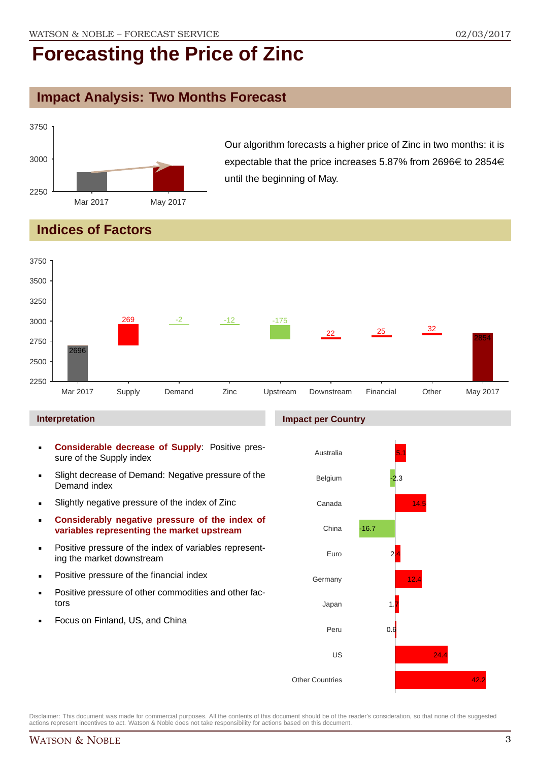# Forecasting the Price of Zinc

## Impact Analysis: Two Months Forecast

Our algorithm forecasts a higher price of Zinc in two months: it is expectable that the price increases 5.87% from 2696€ to 2854€ until the beginning of May.

## Indices of Factors

| | Mar 2017 | Supply | Demand | Zinc | Upstream | Downstream | Financial | Other | May 2017 |
|---|---|---|---|---|---|---|---|---|---|
| Value | 2696 | 269 | -2 | -12 | -175 | 22 | 25 | 32 | 2854 |

### Interpretation

- **Considerable decrease of Supply**: Positive pressure of the Supply index
- Slight decrease of Demand: Negative pressure of the Demand index
- Slightly negative pressure of the index of Zinc
- **Considerably negative pressure of the index of variables representing the market upstream**
- Positive pressure of the index of variables representing the market downstream
- Positive pressure of the financial index
- Positive pressure of other commodities and other factors
- Focus on Finland, US, and China

### Impact per Country

| Country | Impact |
|---|---|
| Australia | 5.1 |
| Belgium | -2.3 |
| Canada | 14.5 |
| China | -16.7 |
| Euro | 2.4 |
| Germany | 12.4 |
| Japan | 1.7 |
| Peru | 0.6 |
| US | 24.4 |
| Other Countries | 42.2 |

Disclaimer: This document was made for commercial purposes. All the contents of this document should be of the reader's consideration, so that none of the suggested actions represent incentives to act. Watson & Noble does not take responsibility for actions based on this document.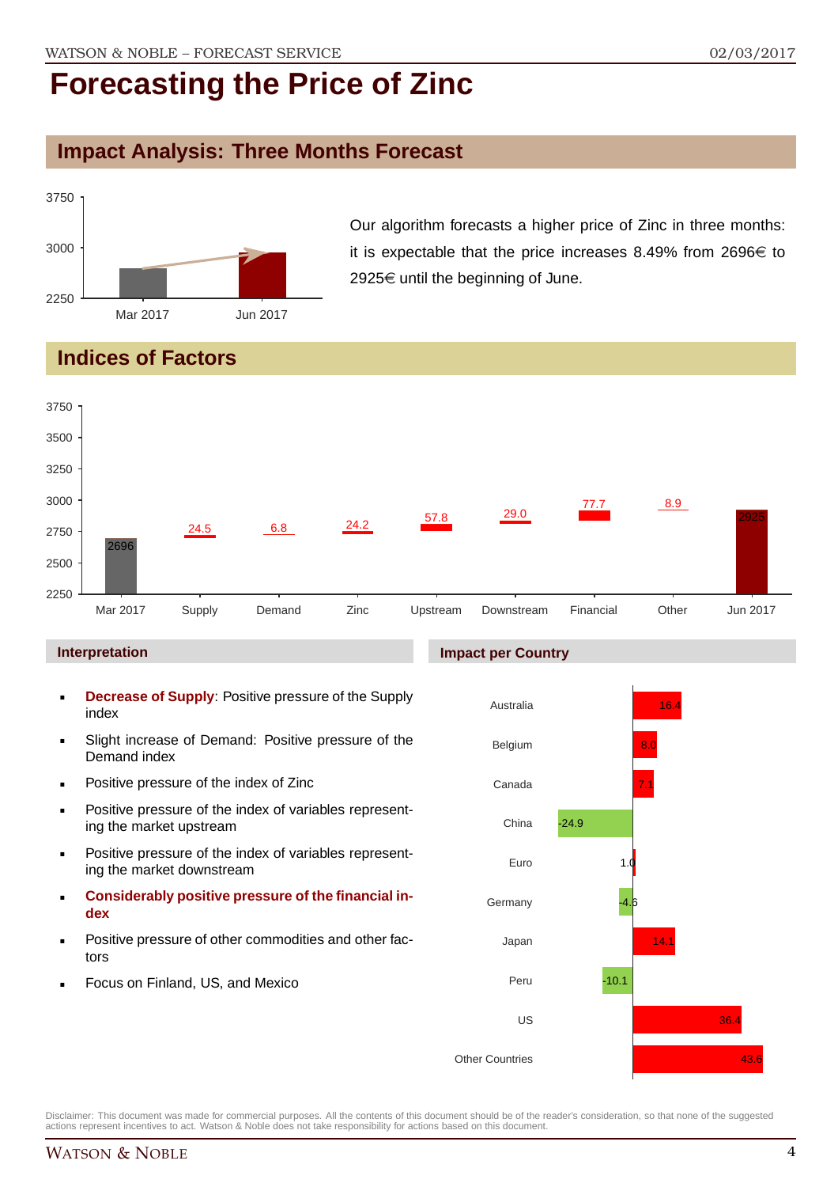# Forecasting the Price of Zinc

## Impact Analysis: Three Months Forecast

Our algorithm forecasts a higher price of Zinc in three months: it is expectable that the price increases 8.49% from 2696€ to 2925€ until the beginning of June.

## Indices of Factors

| Mar 2017 | Supply | Demand | Zinc | Upstream | Downstream | Financial | Other | Jun 2017 |
|---|---|---|---|---|---|---|---|---|
| 2696 | 24.5 | 6.8 | 24.2 | 57.8 | 29.0 | 77.7 | 8.9 | 2925 |

### Interpretation

- **Decrease of Supply**: Positive pressure of the Supply index
- Slight increase of Demand: Positive pressure of the Demand index
- Positive pressure of the index of Zinc
- Positive pressure of the index of variables representing the market upstream
- Positive pressure of the index of variables representing the market downstream
- **Considerably positive pressure of the financial index**
- Positive pressure of other commodities and other factors
- Focus on Finland, US, and Mexico

### Impact per Country

| Country | Impact |
|---|---|
| Australia | 16.4 |
| Belgium | 8.0 |
| Canada | 7.1 |
| China | -24.9 |
| Euro | 1.0 |
| Germany | -4.6 |
| Japan | 14.1 |
| Peru | -10.1 |
| US | 36.4 |
| Other Countries | 43.6 |

Disclaimer: This document was made for commercial purposes. All the contents of this document should be of the reader's consideration, so that none of the suggested actions represent incentives to act. Watson & Noble does not take responsibility for actions based on this document.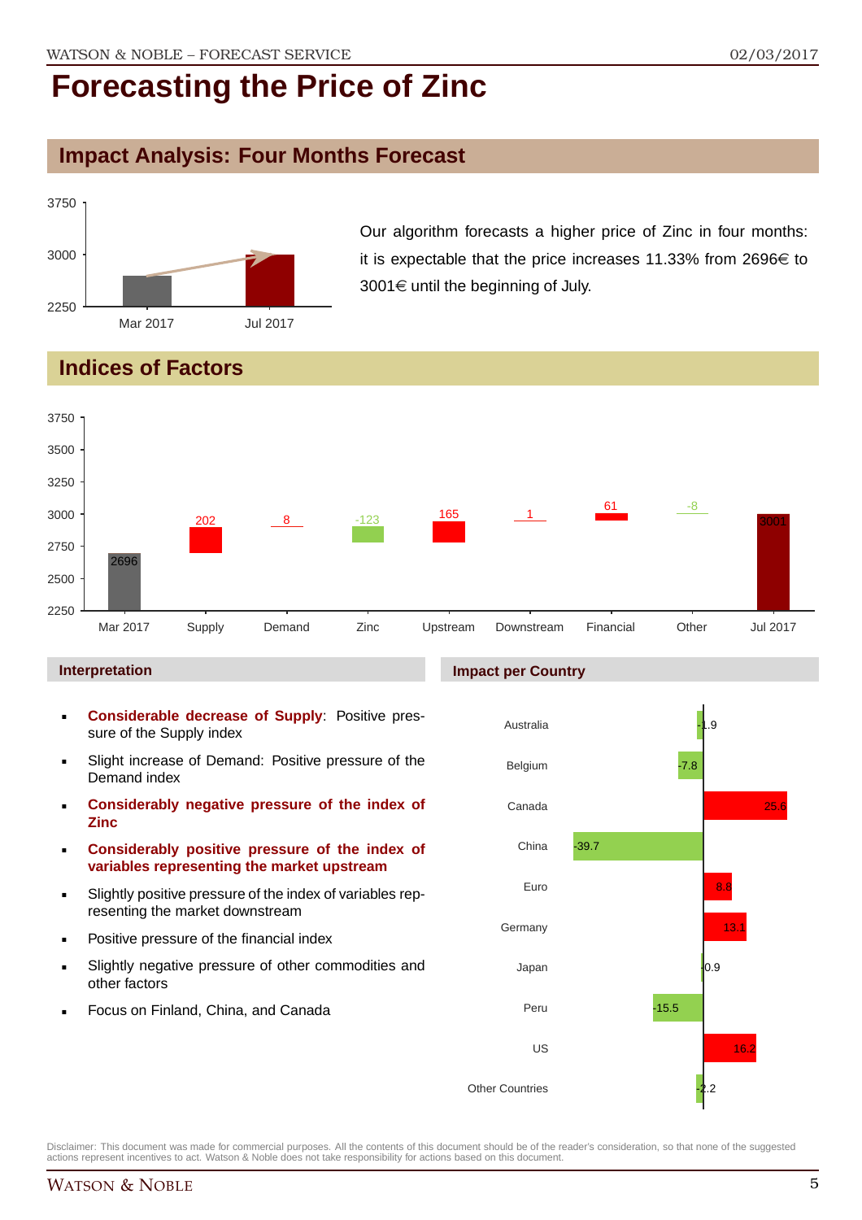# Forecasting the Price of Zinc

## Impact Analysis: Four Months Forecast

Our algorithm forecasts a higher price of Zinc in four months: it is expectable that the price increases 11.33% from 2696€ to 3001€ until the beginning of July.

## Indices of Factors

### Interpretation

- **Considerable decrease of Supply**: Positive pressure of the Supply index
- Slight increase of Demand: Positive pressure of the Demand index
- **Considerably negative pressure of the index of Zinc**
- **Considerably positive pressure of the index of variables representing the market upstream**
- Slightly positive pressure of the index of variables representing the market downstream
- Positive pressure of the financial index
- Slightly negative pressure of other commodities and other factors
- Focus on Finland, China, and Canada

### Impact per Country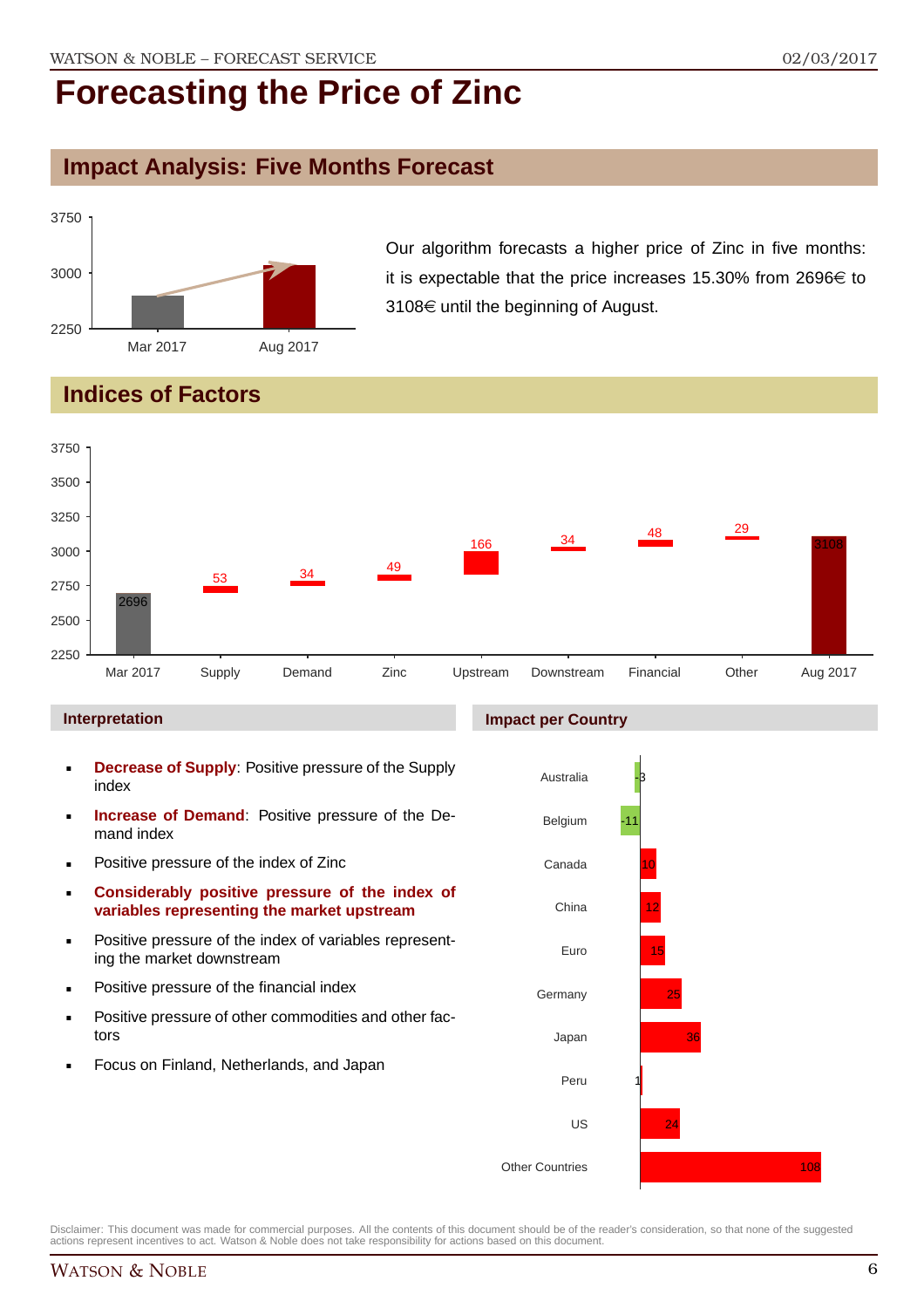# Forecasting the Price of Zinc

## Impact Analysis: Five Months Forecast

Our algorithm forecasts a higher price of Zinc in five months: it is expectable that the price increases 15.30% from 2696€ to 3108€ until the beginning of August.

## Indices of Factors

| | Mar 2017 | Supply | Demand | Zinc | Upstream | Downstream | Financial | Other | Aug 2017 |
|---|---|---|---|---|---|---|---|---|---|
| Value | 2696 | 53 | 34 | 49 | 166 | 34 | 48 | 29 | 3108 |

### Interpretation

- **Decrease of Supply**: Positive pressure of the Supply index
- **Increase of Demand**: Positive pressure of the Demand index
- Positive pressure of the index of Zinc
- **Considerably positive pressure of the index of variables representing the market upstream**
- Positive pressure of the index of variables representing the market downstream
- Positive pressure of the financial index
- Positive pressure of other commodities and other factors
- Focus on Finland, Netherlands, and Japan

### Impact per Country

| Country | Impact |
|---|---|
| Australia | -3 |
| Belgium | -11 |
| Canada | 10 |
| China | 12 |
| Euro | 15 |
| Germany | 25 |
| Japan | 36 |
| Peru | 1 |
| US | 24 |
| Other Countries | 108 |

Disclaimer: This document was made for commercial purposes. All the contents of this document should be of the reader's consideration, so that none of the suggested actions represent incentives to act. Watson & Noble does not take responsibility for actions based on this document.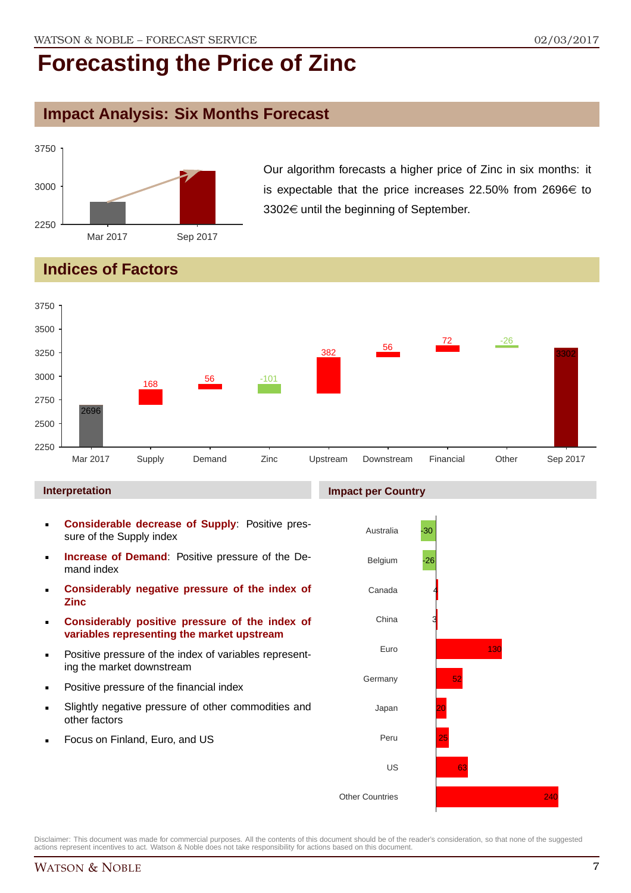# Forecasting the Price of Zinc

## Impact Analysis: Six Months Forecast

Our algorithm forecasts a higher price of Zinc in six months: it is expectable that the price increases 22.50% from 2696€ to 3302€ until the beginning of September.

## Indices of Factors

| Factor | Value |
|---|---|
| Mar 2017 | 2696 |
| Supply | 168 |
| Demand | 56 |
| Zinc | -101 |
| Upstream | 382 |
| Downstream | 56 |
| Financial | 72 |
| Other | -26 |
| Sep 2017 | 3302 |

### Interpretation

- **Considerable decrease of Supply**: Positive pressure of the Supply index
- **Increase of Demand**: Positive pressure of the Demand index
- **Considerably negative pressure of the index of Zinc**
- **Considerably positive pressure of the index of variables representing the market upstream**
- Positive pressure of the index of variables representing the market downstream
- Positive pressure of the financial index
- Slightly negative pressure of other commodities and other factors
- Focus on Finland, Euro, and US

### Impact per Country

| Country | Impact |
|---|---|
| Australia | -30 |
| Belgium | -26 |
| Canada | 4 |
| China | 3 |
| Euro | 130 |
| Germany | 52 |
| Japan | 20 |
| Peru | 25 |
| US | 63 |
| Other Countries | 240 |

Disclaimer: This document was made for commercial purposes. All the contents of this document should be of the reader's consideration, so that none of the suggested actions represent incentives to act. Watson & Noble does not take responsibility for actions based on this document.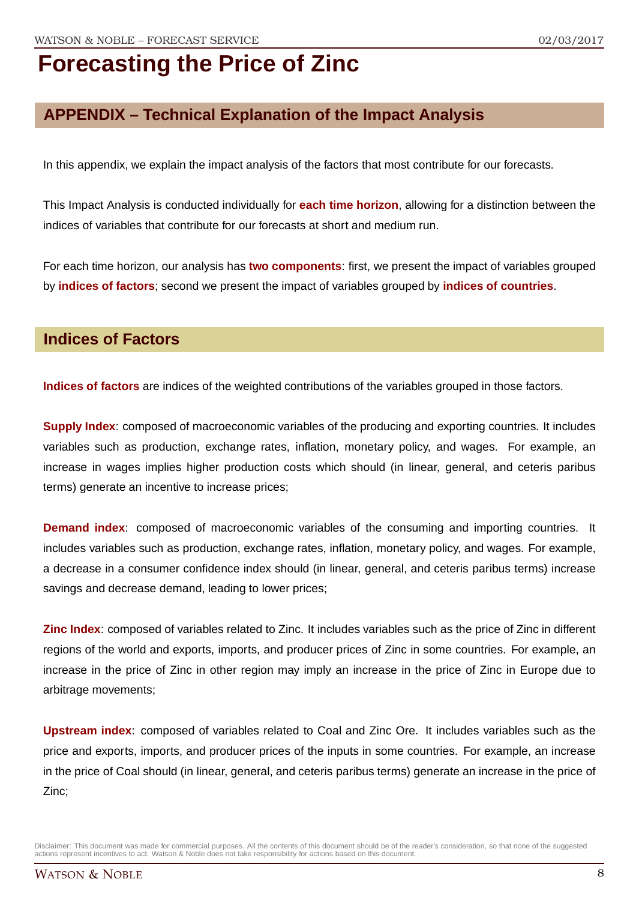# Forecasting the Price of Zinc

## APPENDIX – Technical Explanation of the Impact Analysis

In this appendix, we explain the impact analysis of the factors that most contribute for our forecasts.

This Impact Analysis is conducted individually for **each time horizon**, allowing for a distinction between the indices of variables that contribute for our forecasts at short and medium run.

For each time horizon, our analysis has **two components**: first, we present the impact of variables grouped by **indices of factors**; second we present the impact of variables grouped by **indices of countries**.

## Indices of Factors

**Indices of factors** are indices of the weighted contributions of the variables grouped in those factors.

**Supply Index**: composed of macroeconomic variables of the producing and exporting countries. It includes variables such as production, exchange rates, inflation, monetary policy, and wages. For example, an increase in wages implies higher production costs which should (in linear, general, and ceteris paribus terms) generate an incentive to increase prices;

**Demand index**: composed of macroeconomic variables of the consuming and importing countries. It includes variables such as production, exchange rates, inflation, monetary policy, and wages. For example, a decrease in a consumer confidence index should (in linear, general, and ceteris paribus terms) increase savings and decrease demand, leading to lower prices;

**Zinc Index**: composed of variables related to Zinc. It includes variables such as the price of Zinc in different regions of the world and exports, imports, and producer prices of Zinc in some countries. For example, an increase in the price of Zinc in other region may imply an increase in the price of Zinc in Europe due to arbitrage movements;

**Upstream index**: composed of variables related to Coal and Zinc Ore. It includes variables such as the price and exports, imports, and producer prices of the inputs in some countries. For example, an increase in the price of Coal should (in linear, general, and ceteris paribus terms) generate an increase in the price of Zinc;

Disclaimer: This document was made for commercial purposes. All the contents of this document should be of the reader's consideration, so that none of the suggested actions represent incentives to act. Watson & Noble does not take responsibility for actions based on this document.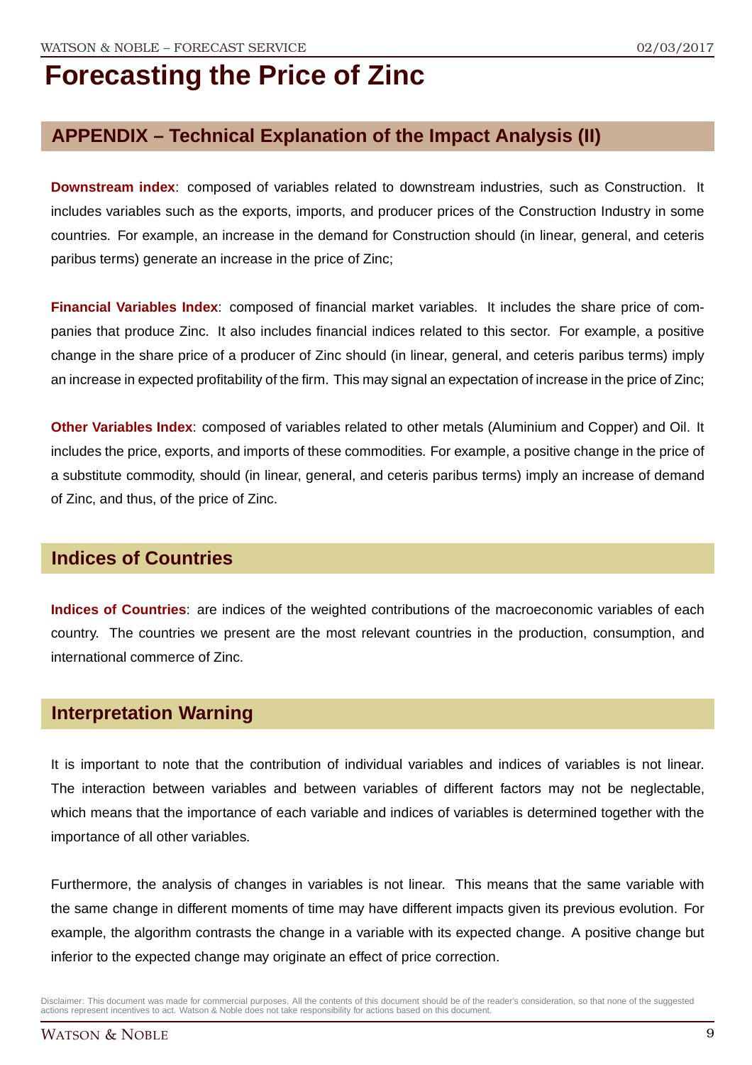# Forecasting the Price of Zinc

## APPENDIX – Technical Explanation of the Impact Analysis (II)

**Downstream index**: composed of variables related to downstream industries, such as Construction. It includes variables such as the exports, imports, and producer prices of the Construction Industry in some countries. For example, an increase in the demand for Construction should (in linear, general, and ceteris paribus terms) generate an increase in the price of Zinc;

**Financial Variables Index**: composed of financial market variables. It includes the share price of companies that produce Zinc. It also includes financial indices related to this sector. For example, a positive change in the share price of a producer of Zinc should (in linear, general, and ceteris paribus terms) imply an increase in expected profitability of the firm. This may signal an expectation of increase in the price of Zinc;

**Other Variables Index**: composed of variables related to other metals (Aluminium and Copper) and Oil. It includes the price, exports, and imports of these commodities. For example, a positive change in the price of a substitute commodity, should (in linear, general, and ceteris paribus terms) imply an increase of demand of Zinc, and thus, of the price of Zinc.

## Indices of Countries

**Indices of Countries**: are indices of the weighted contributions of the macroeconomic variables of each country. The countries we present are the most relevant countries in the production, consumption, and international commerce of Zinc.

## Interpretation Warning

It is important to note that the contribution of individual variables and indices of variables is not linear. The interaction between variables and between variables of different factors may not be neglectable, which means that the importance of each variable and indices of variables is determined together with the importance of all other variables.

Furthermore, the analysis of changes in variables is not linear. This means that the same variable with the same change in different moments of time may have different impacts given its previous evolution. For example, the algorithm contrasts the change in a variable with its expected change. A positive change but inferior to the expected change may originate an effect of price correction.

Disclaimer: This document was made for commercial purposes. All the contents of this document should be of the reader's consideration, so that none of the suggested actions represent incentives to act. Watson & Noble does not take responsibility for actions based on this document.